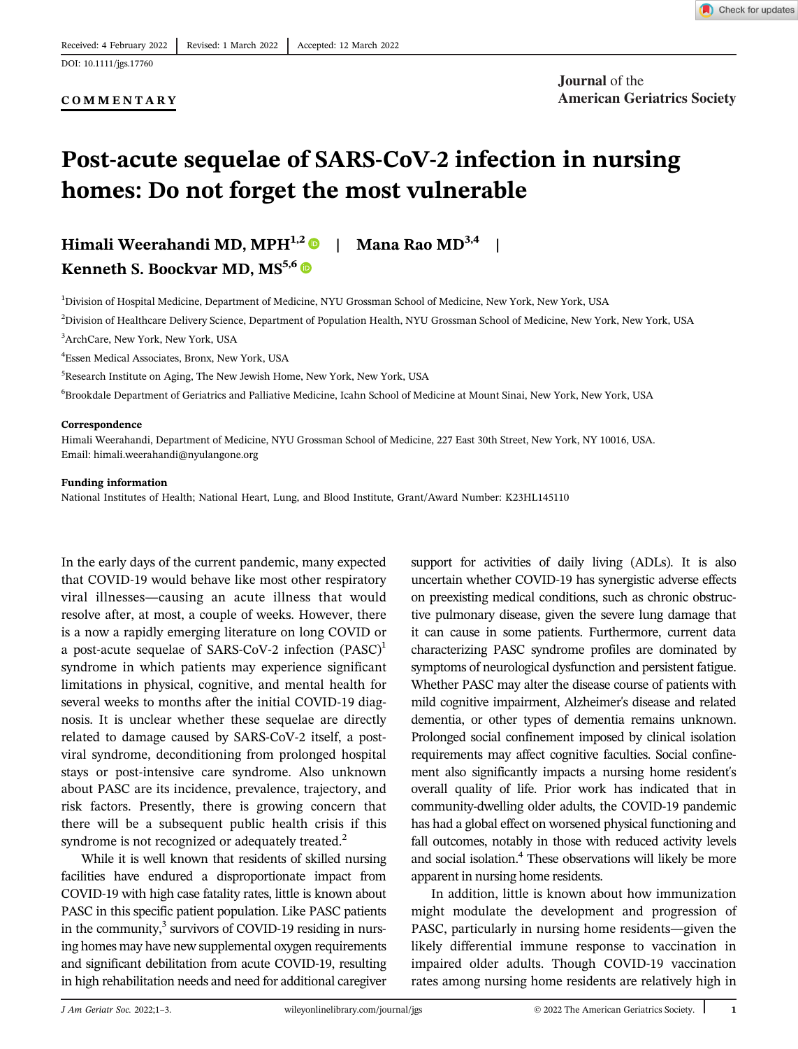Received: 4 February 2022 | Revised: 1 March 2022 | Accepted: 12 March 2022

DOI: 10.1111/jgs.17760

**COMMENTARY**

**Journal of the American Geriatrics Society**

# Post-acute sequelae of SARS-CoV-2 infection in nursing homes: Do not forget the most vulnerable

**Himali Weerahandi MD, MPH**[1,2] | **Mana Rao MD**[3,4] | **Kenneth S. Boockvar MD, MS**[5,6]

[1]Division of Hospital Medicine, Department of Medicine, NYU Grossman School of Medicine, New York, New York, USA

[2]Division of Healthcare Delivery Science, Department of Population Health, NYU Grossman School of Medicine, New York, New York, USA

[3]ArchCare, New York, New York, USA

[4]Essen Medical Associates, Bronx, New York, USA

[5]Research Institute on Aging, The New Jewish Home, New York, New York, USA

[6]Brookdale Department of Geriatrics and Palliative Medicine, Icahn School of Medicine at Mount Sinai, New York, New York, USA

**Correspondence**

Himali Weerahandi, Department of Medicine, NYU Grossman School of Medicine, 227 East 30th Street, New York, NY 10016, USA.
Email: himali.weerahandi@nyulangone.org

**Funding information**

National Institutes of Health; National Heart, Lung, and Blood Institute, Grant/Award Number: K23HL145110

In the early days of the current pandemic, many expected that COVID-19 would behave like most other respiratory viral illnesses—causing an acute illness that would resolve after, at most, a couple of weeks. However, there is a now a rapidly emerging literature on long COVID or a post-acute sequelae of SARS-CoV-2 infection (PASC)[1] syndrome in which patients may experience significant limitations in physical, cognitive, and mental health for several weeks to months after the initial COVID-19 diagnosis. It is unclear whether these sequelae are directly related to damage caused by SARS-CoV-2 itself, a post-viral syndrome, deconditioning from prolonged hospital stays or post-intensive care syndrome. Also unknown about PASC are its incidence, prevalence, trajectory, and risk factors. Presently, there is growing concern that there will be a subsequent public health crisis if this syndrome is not recognized or adequately treated.[2]

While it is well known that residents of skilled nursing facilities have endured a disproportionate impact from COVID-19 with high case fatality rates, little is known about PASC in this specific patient population. Like PASC patients in the community,[3] survivors of COVID-19 residing in nursing homes may have new supplemental oxygen requirements and significant debilitation from acute COVID-19, resulting in high rehabilitation needs and need for additional caregiver support for activities of daily living (ADLs). It is also uncertain whether COVID-19 has synergistic adverse effects on preexisting medical conditions, such as chronic obstructive pulmonary disease, given the severe lung damage that it can cause in some patients. Furthermore, current data characterizing PASC syndrome profiles are dominated by symptoms of neurological dysfunction and persistent fatigue. Whether PASC may alter the disease course of patients with mild cognitive impairment, Alzheimer's disease and related dementia, or other types of dementia remains unknown. Prolonged social confinement imposed by clinical isolation requirements may affect cognitive faculties. Social confinement also significantly impacts a nursing home resident's overall quality of life. Prior work has indicated that in community-dwelling older adults, the COVID-19 pandemic has had a global effect on worsened physical functioning and fall outcomes, notably in those with reduced activity levels and social isolation.[4] These observations will likely be more apparent in nursing home residents.

In addition, little is known about how immunization might modulate the development and progression of PASC, particularly in nursing home residents—given the likely differential immune response to vaccination in impaired older adults. Though COVID-19 vaccination rates among nursing home residents are relatively high in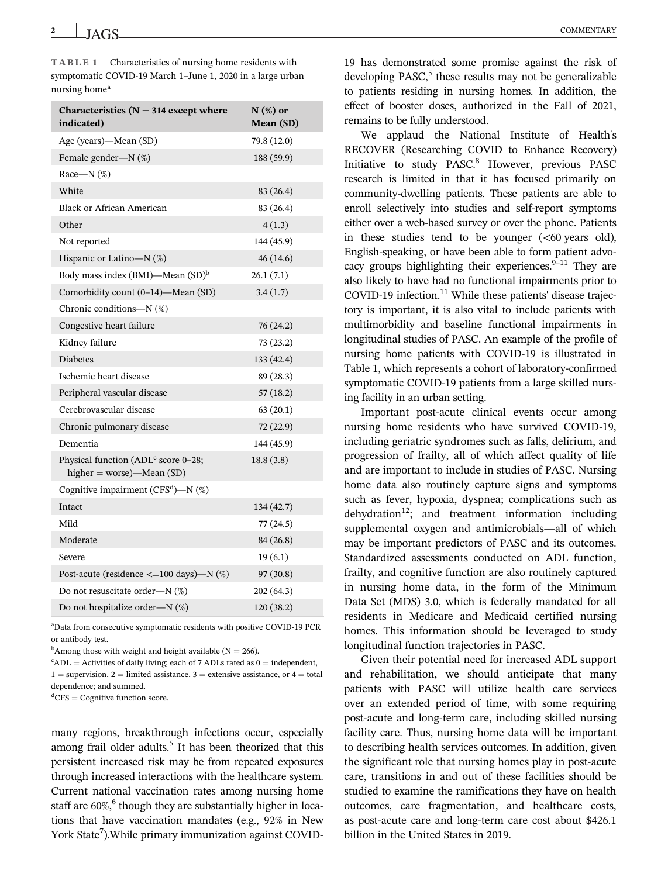**TABLE 1** Characteristics of nursing home residents with symptomatic COVID-19 March 1–June 1, 2020 in a large urban nursing home[a]

| Characteristics (N = 314 except where indicated) | N (%) or Mean (SD) |
|---|---|
| Age (years)—Mean (SD) | 79.8 (12.0) |
| Female gender—N (%) | 188 (59.9) |
| Race—N (%) | |
| White | 83 (26.4) |
| Black or African American | 83 (26.4) |
| Other | 4 (1.3) |
| Not reported | 144 (45.9) |
| Hispanic or Latino—N (%) | 46 (14.6) |
| Body mass index (BMI)—Mean (SD)[b] | 26.1 (7.1) |
| Comorbidity count (0–14)—Mean (SD) | 3.4 (1.7) |
| Chronic conditions—N (%) | |
| Congestive heart failure | 76 (24.2) |
| Kidney failure | 73 (23.2) |
| Diabetes | 133 (42.4) |
| Ischemic heart disease | 89 (28.3) |
| Peripheral vascular disease | 57 (18.2) |
| Cerebrovascular disease | 63 (20.1) |
| Chronic pulmonary disease | 72 (22.9) |
| Dementia | 144 (45.9) |
| Physical function (ADL[c] score 0–28; higher = worse)—Mean (SD) | 18.8 (3.8) |
| Cognitive impairment (CFS[d])—N (%) | |
| Intact | 134 (42.7) |
| Mild | 77 (24.5) |
| Moderate | 84 (26.8) |
| Severe | 19 (6.1) |
| Post-acute (residence <=100 days)—N (%) | 97 (30.8) |
| Do not resuscitate order—N (%) | 202 (64.3) |
| Do not hospitalize order—N (%) | 120 (38.2) |

[a]Data from consecutive symptomatic residents with positive COVID-19 PCR or antibody test.
[b]Among those with weight and height available (N = 266).
[c]ADL = Activities of daily living; each of 7 ADLs rated as 0 = independent, 1 = supervision, 2 = limited assistance, 3 = extensive assistance, or 4 = total dependence; and summed.
[d]CFS = Cognitive function score.

many regions, breakthrough infections occur, especially among frail older adults.[5] It has been theorized that this persistent increased risk may be from repeated exposures through increased interactions with the healthcare system. Current national vaccination rates among nursing home staff are 60%,[6] though they are substantially higher in locations that have vaccination mandates (e.g., 92% in New York State[7]).While primary immunization against COVID-19 has demonstrated some promise against the risk of developing PASC,[5] these results may not be generalizable to patients residing in nursing homes. In addition, the effect of booster doses, authorized in the Fall of 2021, remains to be fully understood.

We applaud the National Institute of Health's RECOVER (Researching COVID to Enhance Recovery) Initiative to study PASC.[8] However, previous PASC research is limited in that it has focused primarily on community-dwelling patients. These patients are able to enroll selectively into studies and self-report symptoms either over a web-based survey or over the phone. Patients in these studies tend to be younger (<60 years old), English-speaking, or have been able to form patient advocacy groups highlighting their experiences.[9–11] They are also likely to have had no functional impairments prior to COVID-19 infection.[11] While these patients' disease trajectory is important, it is also vital to include patients with multimorbidity and baseline functional impairments in longitudinal studies of PASC. An example of the profile of nursing home patients with COVID-19 is illustrated in Table 1, which represents a cohort of laboratory-confirmed symptomatic COVID-19 patients from a large skilled nursing facility in an urban setting.

Important post-acute clinical events occur among nursing home residents who have survived COVID-19, including geriatric syndromes such as falls, delirium, and progression of frailty, all of which affect quality of life and are important to include in studies of PASC. Nursing home data also routinely capture signs and symptoms such as fever, hypoxia, dyspnea; complications such as dehydration[12]; and treatment information including supplemental oxygen and antimicrobials—all of which may be important predictors of PASC and its outcomes. Standardized assessments conducted on ADL function, frailty, and cognitive function are also routinely captured in nursing home data, in the form of the Minimum Data Set (MDS) 3.0, which is federally mandated for all residents in Medicare and Medicaid certified nursing homes. This information should be leveraged to study longitudinal function trajectories in PASC.

Given their potential need for increased ADL support and rehabilitation, we should anticipate that many patients with PASC will utilize health care services over an extended period of time, with some requiring post-acute and long-term care, including skilled nursing facility care. Thus, nursing home data will be important to describing health services outcomes. In addition, given the significant role that nursing homes play in post-acute care, transitions in and out of these facilities should be studied to examine the ramifications they have on health outcomes, care fragmentation, and healthcare costs, as post-acute care and long-term care cost about $426.1 billion in the United States in 2019.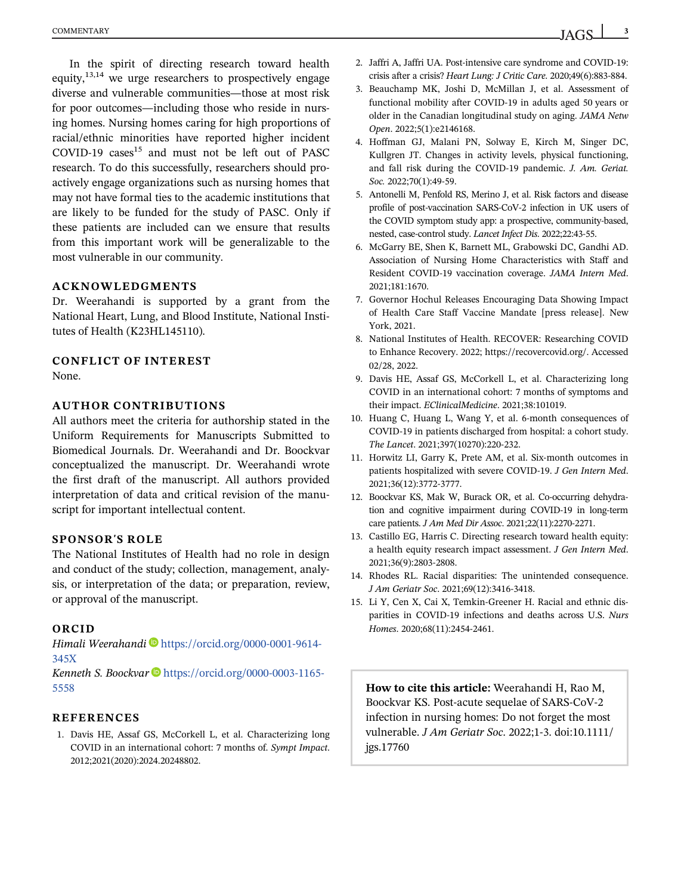In the spirit of directing research toward health equity,[13,14] we urge researchers to prospectively engage diverse and vulnerable communities—those at most risk for poor outcomes—including those who reside in nursing homes. Nursing homes caring for high proportions of racial/ethnic minorities have reported higher incident COVID-19 cases[15] and must not be left out of PASC research. To do this successfully, researchers should proactively engage organizations such as nursing homes that may not have formal ties to the academic institutions that are likely to be funded for the study of PASC. Only if these patients are included can we ensure that results from this important work will be generalizable to the most vulnerable in our community.

## ACKNOWLEDGMENTS

Dr. Weerahandi is supported by a grant from the National Heart, Lung, and Blood Institute, National Institutes of Health (K23HL145110).

## CONFLICT OF INTEREST

None.

## AUTHOR CONTRIBUTIONS

All authors meet the criteria for authorship stated in the Uniform Requirements for Manuscripts Submitted to Biomedical Journals. Dr. Weerahandi and Dr. Boockvar conceptualized the manuscript. Dr. Weerahandi wrote the first draft of the manuscript. All authors provided interpretation of data and critical revision of the manuscript for important intellectual content.

## SPONSOR'S ROLE

The National Institutes of Health had no role in design and conduct of the study; collection, management, analysis, or interpretation of the data; or preparation, review, or approval of the manuscript.

## ORCID

*Himali Weerahandi* https://orcid.org/0000-0001-9614-345X

*Kenneth S. Boockvar* https://orcid.org/0000-0003-1165-5558

## REFERENCES

1. Davis HE, Assaf GS, McCorkell L, et al. Characterizing long COVID in an international cohort: 7 months of. *Sympt Impact*. 2012;2021(2020):2024.20248802.
2. Jaffri A, Jaffri UA. Post-intensive care syndrome and COVID-19: crisis after a crisis? *Heart Lung: J Critic Care*. 2020;49(6):883-884.
3. Beauchamp MK, Joshi D, McMillan J, et al. Assessment of functional mobility after COVID-19 in adults aged 50 years or older in the Canadian longitudinal study on aging. *JAMA Netw Open*. 2022;5(1):e2146168.
4. Hoffman GJ, Malani PN, Solway E, Kirch M, Singer DC, Kullgren JT. Changes in activity levels, physical functioning, and fall risk during the COVID-19 pandemic. *J. Am. Geriat. Soc.* 2022;70(1):49-59.
5. Antonelli M, Penfold RS, Merino J, et al. Risk factors and disease profile of post-vaccination SARS-CoV-2 infection in UK users of the COVID symptom study app: a prospective, community-based, nested, case-control study. *Lancet Infect Dis*. 2022;22:43-55.
6. McGarry BE, Shen K, Barnett ML, Grabowski DC, Gandhi AD. Association of Nursing Home Characteristics with Staff and Resident COVID-19 vaccination coverage. *JAMA Intern Med*. 2021;181:1670.
7. Governor Hochul Releases Encouraging Data Showing Impact of Health Care Staff Vaccine Mandate [press release]. New York, 2021.
8. National Institutes of Health. RECOVER: Researching COVID to Enhance Recovery. 2022; https://recovercovid.org/. Accessed 02/28, 2022.
9. Davis HE, Assaf GS, McCorkell L, et al. Characterizing long COVID in an international cohort: 7 months of symptoms and their impact. *EClinicalMedicine*. 2021;38:101019.
10. Huang C, Huang L, Wang Y, et al. 6-month consequences of COVID-19 in patients discharged from hospital: a cohort study. *The Lancet*. 2021;397(10270):220-232.
11. Horwitz LI, Garry K, Prete AM, et al. Six-month outcomes in patients hospitalized with severe COVID-19. *J Gen Intern Med*. 2021;36(12):3772-3777.
12. Boockvar KS, Mak W, Burack OR, et al. Co-occurring dehydration and cognitive impairment during COVID-19 in long-term care patients. *J Am Med Dir Assoc*. 2021;22(11):2270-2271.
13. Castillo EG, Harris C. Directing research toward health equity: a health equity research impact assessment. *J Gen Intern Med*. 2021;36(9):2803-2808.
14. Rhodes RL. Racial disparities: The unintended consequence. *J Am Geriatr Soc*. 2021;69(12):3416-3418.
15. Li Y, Cen X, Cai X, Temkin-Greener H. Racial and ethnic disparities in COVID-19 infections and deaths across U.S. *Nurs Homes*. 2020;68(11):2454-2461.

**How to cite this article:** Weerahandi H, Rao M, Boockvar KS. Post-acute sequelae of SARS-CoV-2 infection in nursing homes: Do not forget the most vulnerable. *J Am Geriatr Soc*. 2022;1-3. doi:10.1111/jgs.17760